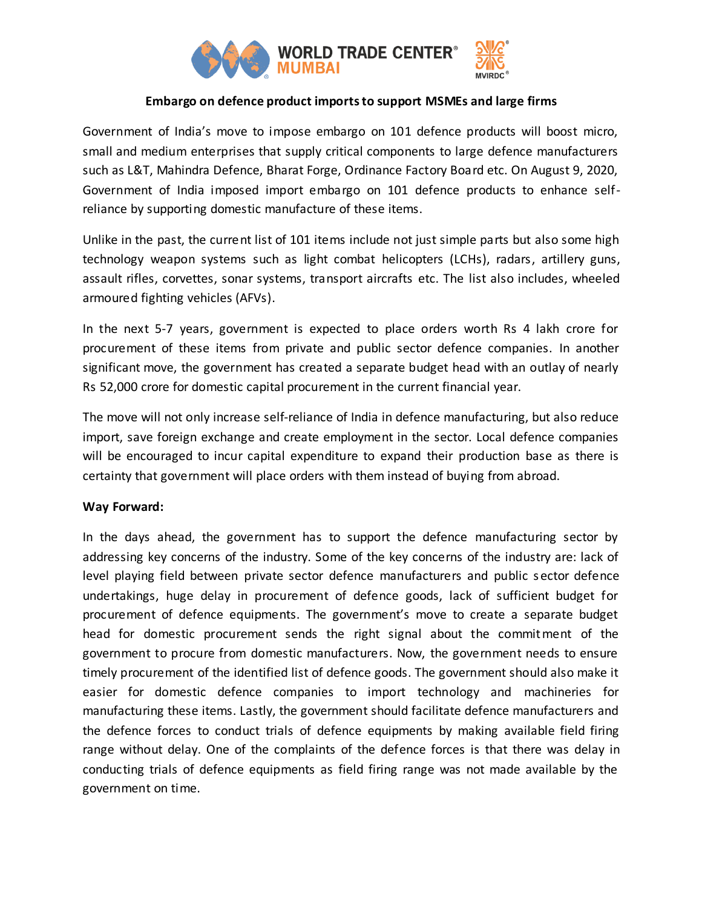# Embargo on defence product imports to support MSMEs and large firms

Government of India's move to impose embargo on 101 defence products will boost micro, small and medium enterprises that supply critical components to large defence manufacturers such as L&T, Mahindra Defence, Bharat Forge, Ordinance Factory Board etc. On August 9, 2020, Government of India imposed import embargo on 101 defence products to enhance self-reliance by supporting domestic manufacture of these items.

Unlike in the past, the current list of 101 items include not just simple parts but also some high technology weapon systems such as light combat helicopters (LCHs), radars, artillery guns, assault rifles, corvettes, sonar systems, transport aircrafts etc. The list also includes, wheeled armoured fighting vehicles (AFVs).

In the next 5-7 years, government is expected to place orders worth Rs 4 lakh crore for procurement of these items from private and public sector defence companies. In another significant move, the government has created a separate budget head with an outlay of nearly Rs 52,000 crore for domestic capital procurement in the current financial year.

The move will not only increase self-reliance of India in defence manufacturing, but also reduce import, save foreign exchange and create employment in the sector. Local defence companies will be encouraged to incur capital expenditure to expand their production base as there is certainty that government will place orders with them instead of buying from abroad.

**Way Forward:**

In the days ahead, the government has to support the defence manufacturing sector by addressing key concerns of the industry. Some of the key concerns of the industry are: lack of level playing field between private sector defence manufacturers and public sector defence undertakings, huge delay in procurement of defence goods, lack of sufficient budget for procurement of defence equipments. The government's move to create a separate budget head for domestic procurement sends the right signal about the commitment of the government to procure from domestic manufacturers. Now, the government needs to ensure timely procurement of the identified list of defence goods. The government should also make it easier for domestic defence companies to import technology and machineries for manufacturing these items. Lastly, the government should facilitate defence manufacturers and the defence forces to conduct trials of defence equipments by making available field firing range without delay. One of the complaints of the defence forces is that there was delay in conducting trials of defence equipments as field firing range was not made available by the government on time.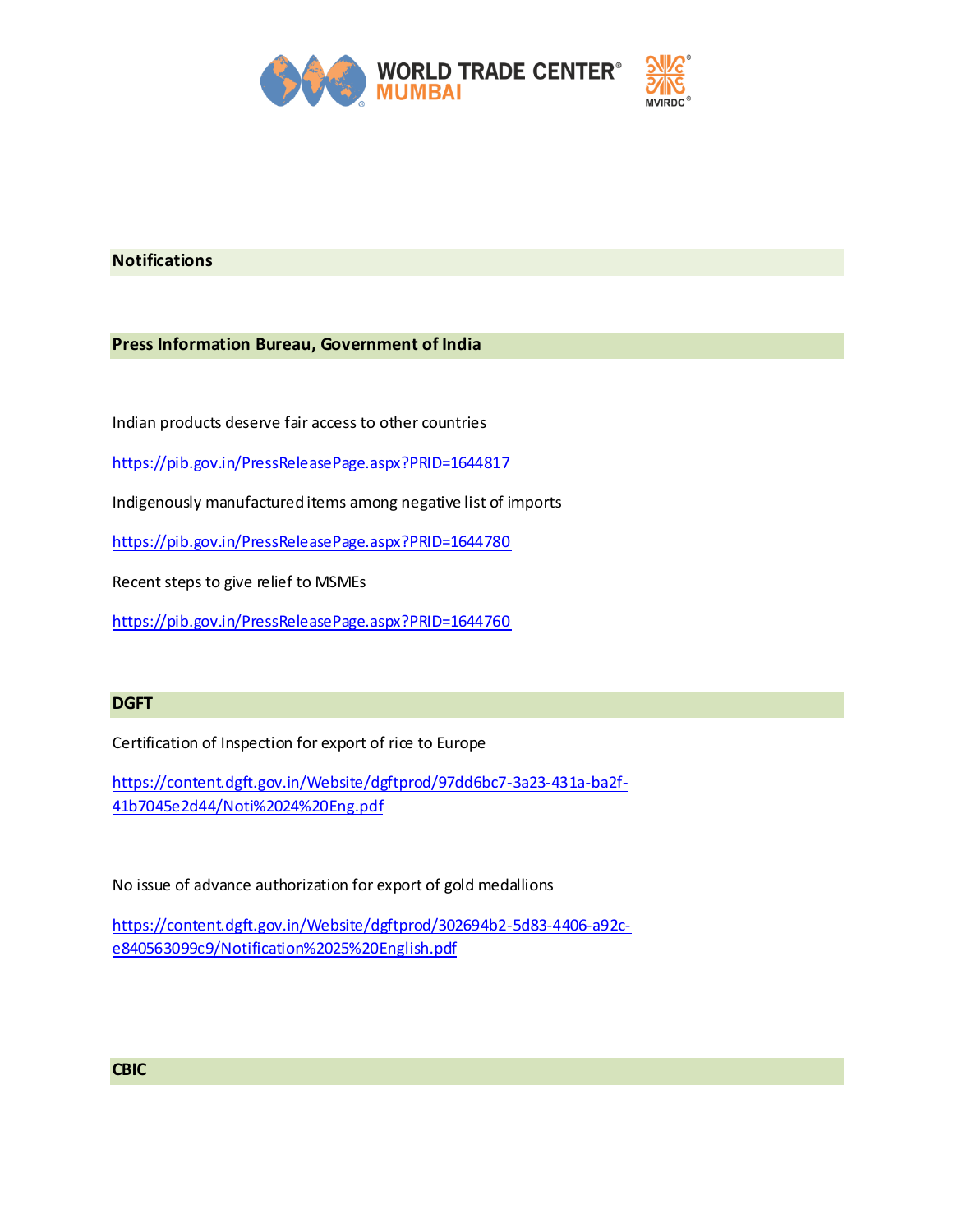## Notifications

## Press Information Bureau, Government of India

Indian products deserve fair access to other countries

https://pib.gov.in/PressReleasePage.aspx?PRID=1644817

Indigenously manufactured items among negative list of imports

https://pib.gov.in/PressReleasePage.aspx?PRID=1644780

Recent steps to give relief to MSMEs

https://pib.gov.in/PressReleasePage.aspx?PRID=1644760

## DGFT

Certification of Inspection for export of rice to Europe

https://content.dgft.gov.in/Website/dgftprod/97dd6bc7-3a23-431a-ba2f-41b7045e2d44/Noti%2024%20Eng.pdf

No issue of advance authorization for export of gold medallions

https://content.dgft.gov.in/Website/dgftprod/302694b2-5d83-4406-a92c-e840563099c9/Notification%2025%20English.pdf

## CBIC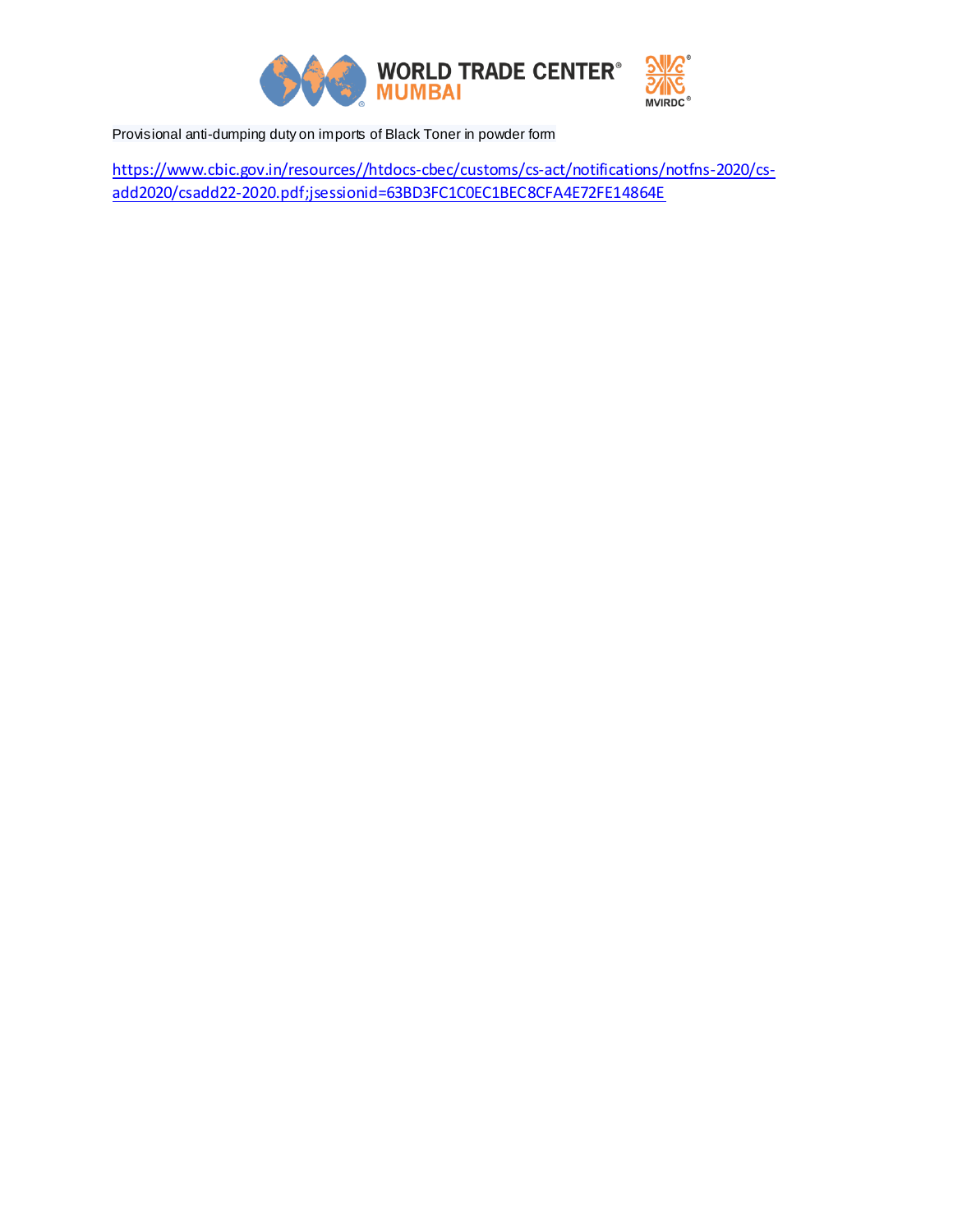Provisional anti-dumping duty on imports of Black Toner in powder form

https://www.cbic.gov.in/resources//htdocs-cbec/customs/cs-act/notifications/notfns-2020/cs-add2020/csadd22-2020.pdf;jsessionid=63BD3FC1C0EC1BEC8CFA4E72FE14864E